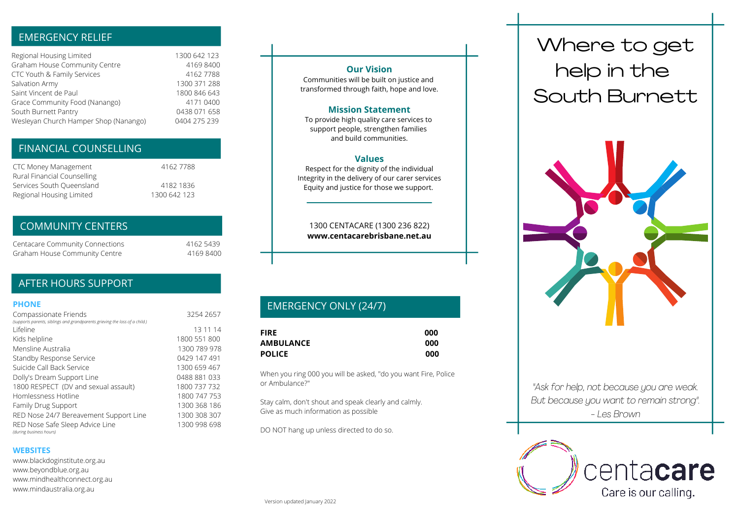## EMERGENCY RELIEF

| | |
|---|---|
| Regional Housing Limited | 1300 642 123 |
| Graham House Community Centre | 4169 8400 |
| CTC Youth & Family Services | 4162 7788 |
| Salvation Army | 1300 371 288 |
| Saint Vincent de Paul | 1800 846 643 |
| Grace Community Food (Nanango) | 4171 0400 |
| South Burnett Pantry | 0438 071 658 |
| Wesleyan Church Hamper Shop (Nanango) | 0404 275 239 |

## FINANCIAL COUNSELLING

| | |
|---|---|
| CTC Money Management | 4162 7788 |
| Rural Financial Counselling Services South Queensland | 4182 1836 |
| Regional Housing Limited | 1300 642 123 |

## COMMUNITY CENTERS

| | |
|---|---|
| Centacare Community Connections | 4162 5439 |
| Graham House Community Centre | 4169 8400 |

## AFTER HOURS SUPPORT

### PHONE

| | |
|---|---|
| Compassionate Friends<br>*(supports parents, siblings and grandparents grieving the loss of a child.)* | 3254 2657 |
| Lifeline | 13 11 14 |
| Kids helpline | 1800 551 800 |
| Mensline Australia | 1300 789 978 |
| Standby Response Service | 0429 147 491 |
| Suicide Call Back Service | 1300 659 467 |
| Dolly's Dream Support Line | 0488 881 033 |
| 1800 RESPECT (DV and sexual assault) | 1800 737 732 |
| Homlessness Hotline | 1800 747 753 |
| Family Drug Support | 1300 368 186 |
| RED Nose 24/7 Bereavement Support Line | 1300 308 307 |
| RED Nose Safe Sleep Advice Line<br>*(during business hours)* | 1300 998 698 |

### WEBSITES

www.blackdoginstitute.org.au
www.beyondblue.org.au
www.mindhealthconnect.org.au
www.mindaustralia.org.au

### Our Vision

Communities will be built on justice and transformed through faith, hope and love.

### Mission Statement

To provide high quality care services to support people, strengthen families and build communities.

### Values

Respect for the dignity of the individual
Integrity in the delivery of our carer services
Equity and justice for those we support.

1300 CENTACARE (1300 236 822)
**www.centacarebrisbane.net.au**

## EMERGENCY ONLY (24/7)

| | |
|---|---|
| **FIRE** | **000** |
| **AMBULANCE** | **000** |
| **POLICE** | **000** |

When you ring 000 you will be asked, "do you want Fire, Police or Ambulance?"

Stay calm, don't shout and speak clearly and calmly.
Give as much information as possible

DO NOT hang up unless directed to do so.

Version updated January 2022

# Where to get help in the South Burnett

*"Ask for help, not because you are weak. But because you want to remain strong". - Les Brown*

centa**care**
Care is our calling.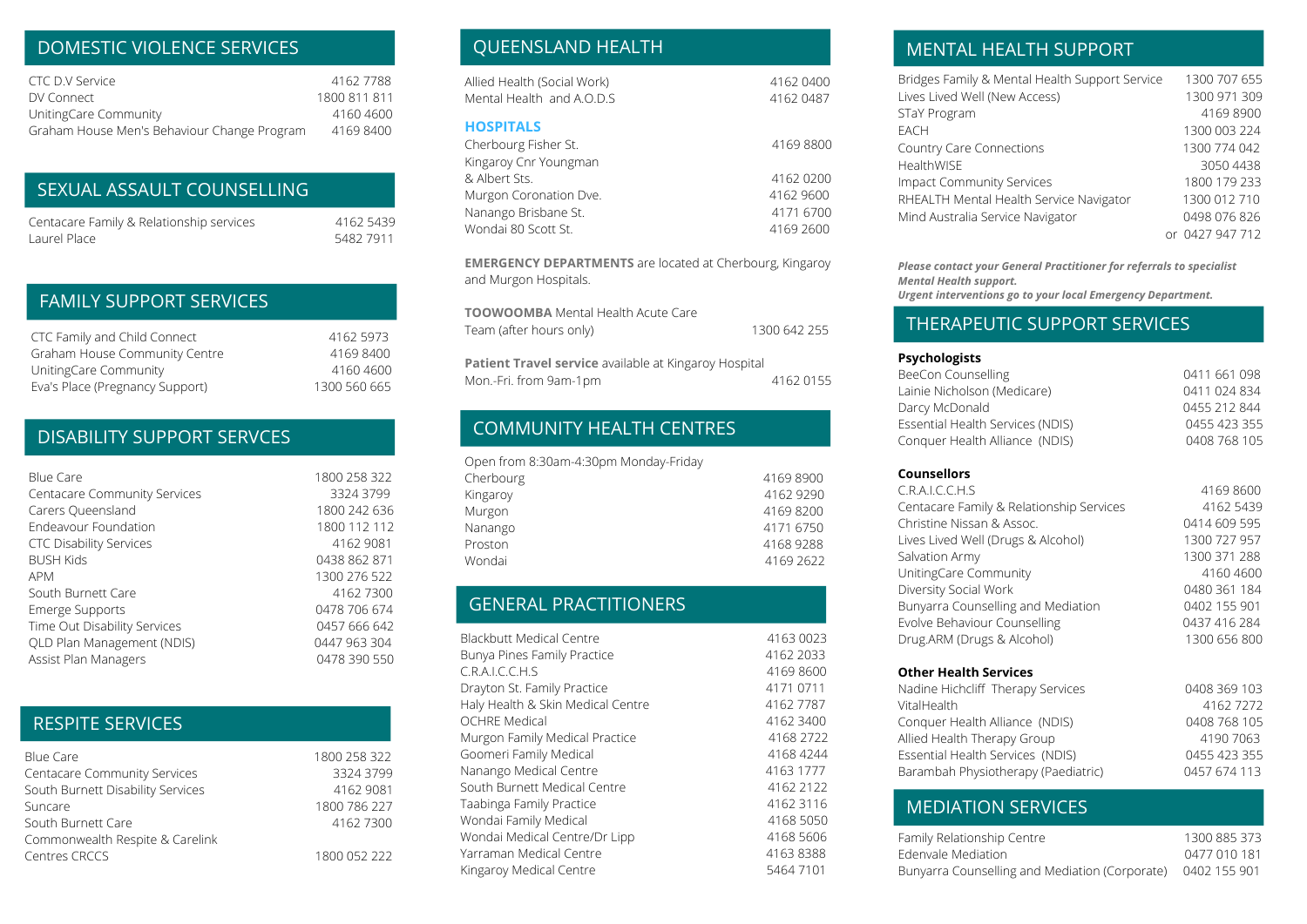## DOMESTIC VIOLENCE SERVICES

| | |
|---|---|
| CTC D.V Service | 4162 7788 |
| DV Connect | 1800 811 811 |
| UnitingCare Community | 4160 4600 |
| Graham House Men's Behaviour Change Program | 4169 8400 |

## SEXUAL ASSAULT COUNSELLING

| | |
|---|---|
| Centacare Family & Relationship services | 4162 5439 |
| Laurel Place | 5482 7911 |

## FAMILY SUPPORT SERVICES

| | |
|---|---|
| CTC Family and Child Connect | 4162 5973 |
| Graham House Community Centre | 4169 8400 |
| UnitingCare Community | 4160 4600 |
| Eva's Place (Pregnancy Support) | 1300 560 665 |

## DISABILITY SUPPORT SERVCES

| | |
|---|---|
| Blue Care | 1800 258 322 |
| Centacare Community Services | 3324 3799 |
| Carers Queensland | 1800 242 636 |
| Endeavour Foundation | 1800 112 112 |
| CTC Disability Services | 4162 9081 |
| BUSH Kids | 0438 862 871 |
| APM | 1300 276 522 |
| South Burnett Care | 4162 7300 |
| Emerge Supports | 0478 706 674 |
| Time Out Disability Services | 0457 666 642 |
| QLD Plan Management (NDIS) | 0447 963 304 |
| Assist Plan Managers | 0478 390 550 |

## RESPITE SERVICES

| | |
|---|---|
| Blue Care | 1800 258 322 |
| Centacare Community Services | 3324 3799 |
| South Burnett Disability Services | 4162 9081 |
| Suncare | 1800 786 227 |
| South Burnett Care | 4162 7300 |
| Commonwealth Respite & Carelink Centres CRCCS | 1800 052 222 |

## QUEENSLAND HEALTH

| | |
|---|---|
| Allied Health (Social Work) | 4162 0400 |
| Mental Health and A.O.D.S | 4162 0487 |

### HOSPITALS

| | |
|---|---|
| Cherbourg Fisher St. | 4169 8800 |
| Kingaroy Cnr Youngman & Albert Sts. | 4162 0200 |
| Murgon Coronation Dve. | 4162 9600 |
| Nanango Brisbane St. | 4171 6700 |
| Wondai 80 Scott St. | 4169 2600 |

**EMERGENCY DEPARTMENTS** are located at Cherbourg, Kingaroy and Murgon Hospitals.

**TOOWOOMBA** Mental Health Acute Care Team (after hours only) 1300 642 255

**Patient Travel service** available at Kingaroy Hospital Mon.-Fri. from 9am-1pm 4162 0155

## COMMUNITY HEALTH CENTRES

Open from 8:30am-4:30pm Monday-Friday

| | |
|---|---|
| Cherbourg | 4169 8900 |
| Kingaroy | 4162 9290 |
| Murgon | 4169 8200 |
| Nanango | 4171 6750 |
| Proston | 4168 9288 |
| Wondai | 4169 2622 |

## GENERAL PRACTITIONERS

| | |
|---|---|
| Blackbutt Medical Centre | 4163 0023 |
| Bunya Pines Family Practice | 4162 2033 |
| C.R.A.I.C.C.H.S | 4169 8600 |
| Drayton St. Family Practice | 4171 0711 |
| Haly Health & Skin Medical Centre | 4162 7787 |
| OCHRE Medical | 4162 3400 |
| Murgon Family Medical Practice | 4168 2722 |
| Goomeri Family Medical | 4168 4244 |
| Nanango Medical Centre | 4163 1777 |
| South Burnett Medical Centre | 4162 2122 |
| Taabinga Family Practice | 4162 3116 |
| Wondai Family Medical | 4168 5050 |
| Wondai Medical Centre/Dr Lipp | 4168 5606 |
| Yarraman Medical Centre | 4163 8388 |
| Kingaroy Medical Centre | 5464 7101 |

## MENTAL HEALTH SUPPORT

| | |
|---|---|
| Bridges Family & Mental Health Support Service | 1300 707 655 |
| Lives Lived Well (New Access) | 1300 971 309 |
| STaY Program | 4169 8900 |
| EACH | 1300 003 224 |
| Country Care Connections | 1300 774 042 |
| HealthWISE | 3050 4438 |
| Impact Community Services | 1800 179 233 |
| RHEALTH Mental Health Service Navigator | 1300 012 710 |
| Mind Australia Service Navigator | 0498 076 826 or 0427 947 712 |

***Please contact your General Practitioner for referrals to specialist Mental Health support.***
***Urgent interventions go to your local Emergency Department.***

## THERAPEUTIC SUPPORT SERVICES

**Psychologists**

| | |
|---|---|
| BeeCon Counselling | 0411 661 098 |
| Lainie Nicholson (Medicare) | 0411 024 834 |
| Darcy McDonald | 0455 212 844 |
| Essential Health Services (NDIS) | 0455 423 355 |
| Conquer Health Alliance (NDIS) | 0408 768 105 |

**Counsellors**

| | |
|---|---|
| C.R.A.I.C.C.H.S | 4169 8600 |
| Centacare Family & Relationship Services | 4162 5439 |
| Christine Nissan & Assoc. | 0414 609 595 |
| Lives Lived Well (Drugs & Alcohol) | 1300 727 957 |
| Salvation Army | 1300 371 288 |
| UnitingCare Community | 4160 4600 |
| Diversity Social Work | 0480 361 184 |
| Bunyarra Counselling and Mediation | 0402 155 901 |
| Evolve Behaviour Counselling | 0437 416 284 |
| Drug.ARM (Drugs & Alcohol) | 1300 656 800 |

**Other Health Services**

| | |
|---|---|
| Nadine Hichcliff Therapy Services | 0408 369 103 |
| VitalHealth | 4162 7272 |
| Conquer Health Alliance (NDIS) | 0408 768 105 |
| Allied Health Therapy Group | 4190 7063 |
| Essential Health Services (NDIS) | 0455 423 355 |
| Barambah Physiotherapy (Paediatric) | 0457 674 113 |

## MEDIATION SERVICES

| | |
|---|---|
| Family Relationship Centre | 1300 885 373 |
| Edenvale Mediation | 0477 010 181 |
| Bunyarra Counselling and Mediation (Corporate) | 0402 155 901 |